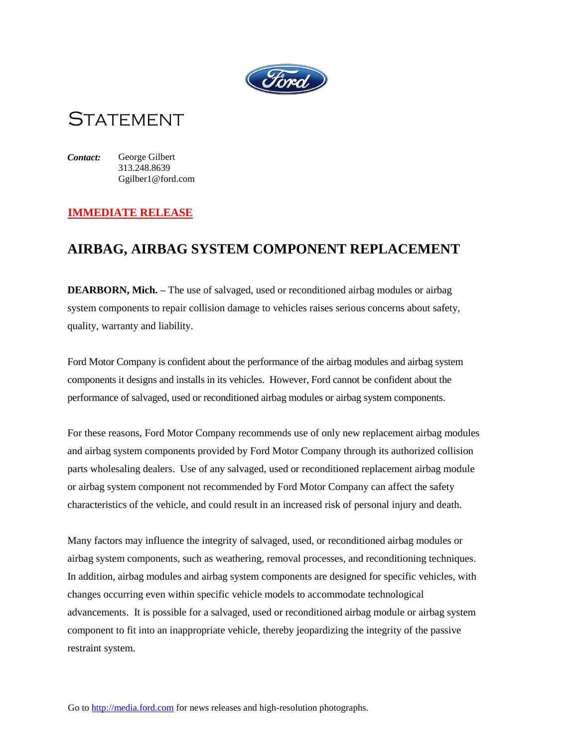# Statement

*Contact:* George Gilbert
313.248.8639
Ggilber1@ford.com

**IMMEDIATE RELEASE**

## AIRBAG, AIRBAG SYSTEM COMPONENT REPLACEMENT

**DEARBORN, Mich. –** The use of salvaged, used or reconditioned airbag modules or airbag system components to repair collision damage to vehicles raises serious concerns about safety, quality, warranty and liability.

Ford Motor Company is confident about the performance of the airbag modules and airbag system components it designs and installs in its vehicles. However, Ford cannot be confident about the performance of salvaged, used or reconditioned airbag modules or airbag system components.

For these reasons, Ford Motor Company recommends use of only new replacement airbag modules and airbag system components provided by Ford Motor Company through its authorized collision parts wholesaling dealers. Use of any salvaged, used or reconditioned replacement airbag module or airbag system component not recommended by Ford Motor Company can affect the safety characteristics of the vehicle, and could result in an increased risk of personal injury and death.

Many factors may influence the integrity of salvaged, used, or reconditioned airbag modules or airbag system components, such as weathering, removal processes, and reconditioning techniques. In addition, airbag modules and airbag system components are designed for specific vehicles, with changes occurring even within specific vehicle models to accommodate technological advancements. It is possible for a salvaged, used or reconditioned airbag module or airbag system component to fit into an inappropriate vehicle, thereby jeopardizing the integrity of the passive restraint system.

Go to http://media.ford.com for news releases and high-resolution photographs.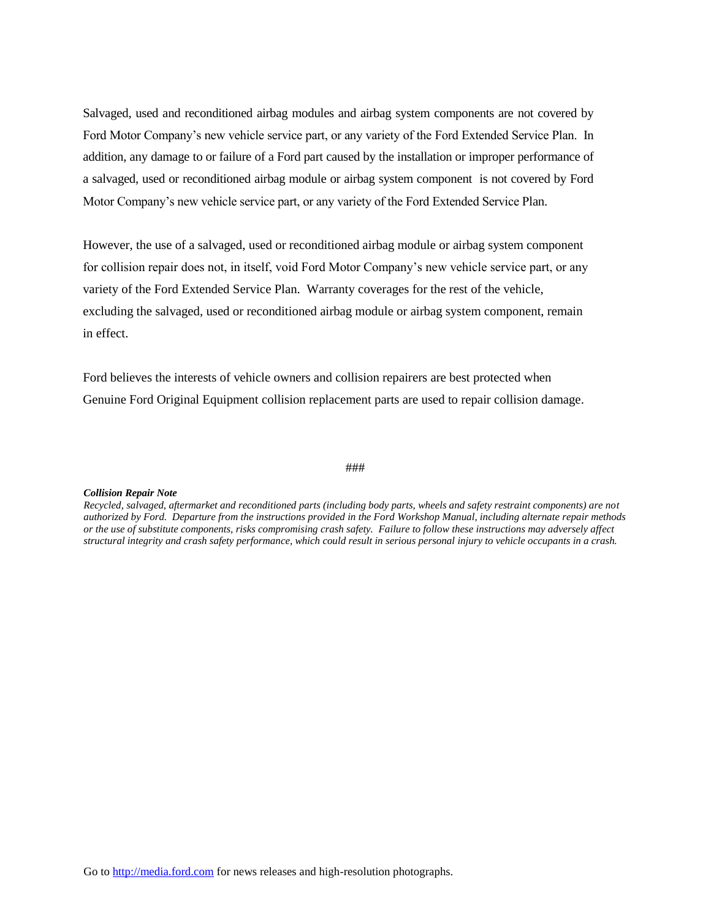Salvaged, used and reconditioned airbag modules and airbag system components are not covered by Ford Motor Company's new vehicle service part, or any variety of the Ford Extended Service Plan. In addition, any damage to or failure of a Ford part caused by the installation or improper performance of a salvaged, used or reconditioned airbag module or airbag system component is not covered by Ford Motor Company's new vehicle service part, or any variety of the Ford Extended Service Plan.

However, the use of a salvaged, used or reconditioned airbag module or airbag system component for collision repair does not, in itself, void Ford Motor Company's new vehicle service part, or any variety of the Ford Extended Service Plan. Warranty coverages for the rest of the vehicle, excluding the salvaged, used or reconditioned airbag module or airbag system component, remain in effect.

Ford believes the interests of vehicle owners and collision repairers are best protected when Genuine Ford Original Equipment collision replacement parts are used to repair collision damage.

###

***Collision Repair Note***

*Recycled, salvaged, aftermarket and reconditioned parts (including body parts, wheels and safety restraint components) are not authorized by Ford. Departure from the instructions provided in the Ford Workshop Manual, including alternate repair methods or the use of substitute components, risks compromising crash safety. Failure to follow these instructions may adversely affect structural integrity and crash safety performance, which could result in serious personal injury to vehicle occupants in a crash.*

Go to [http://media.ford.com](http://media.ford.com) for news releases and high-resolution photographs.